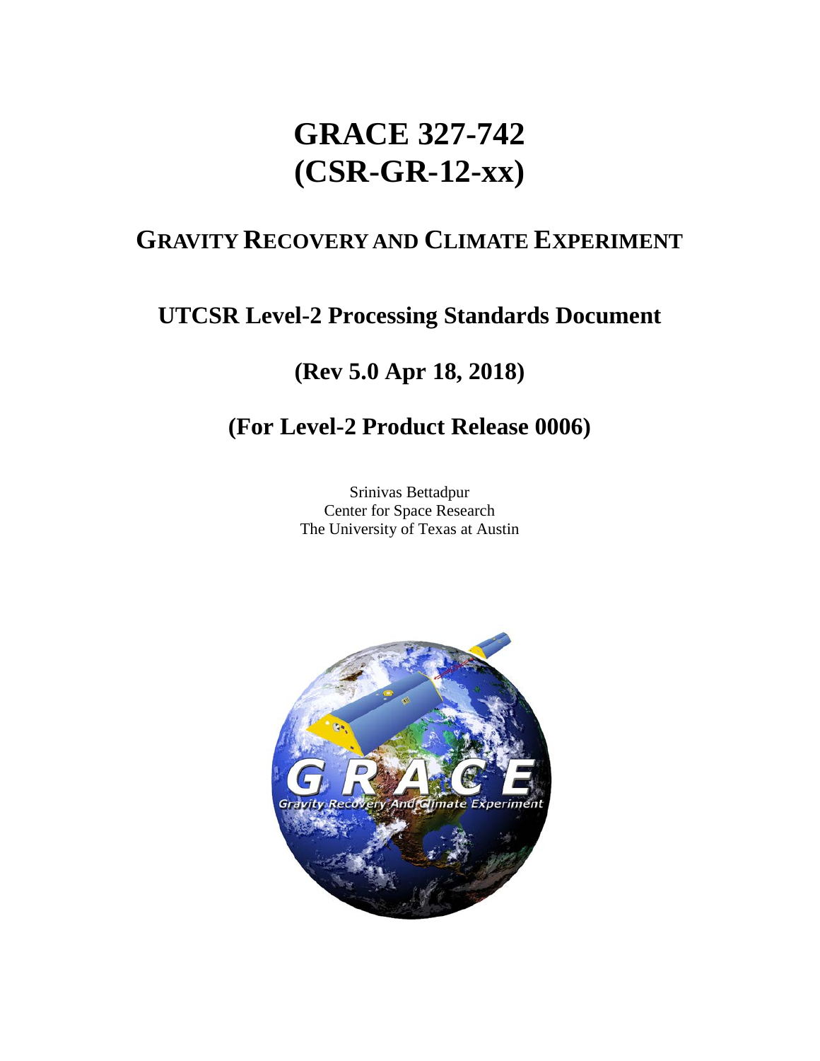# GRACE 327-742
# (CSR-GR-12-xx)

## GRAVITY RECOVERY AND CLIMATE EXPERIMENT

### UTCSR Level-2 Processing Standards Document

### (Rev 5.0 Apr 18, 2018)

### (For Level-2 Product Release 0006)

Srinivas Bettadpur
Center for Space Research
The University of Texas at Austin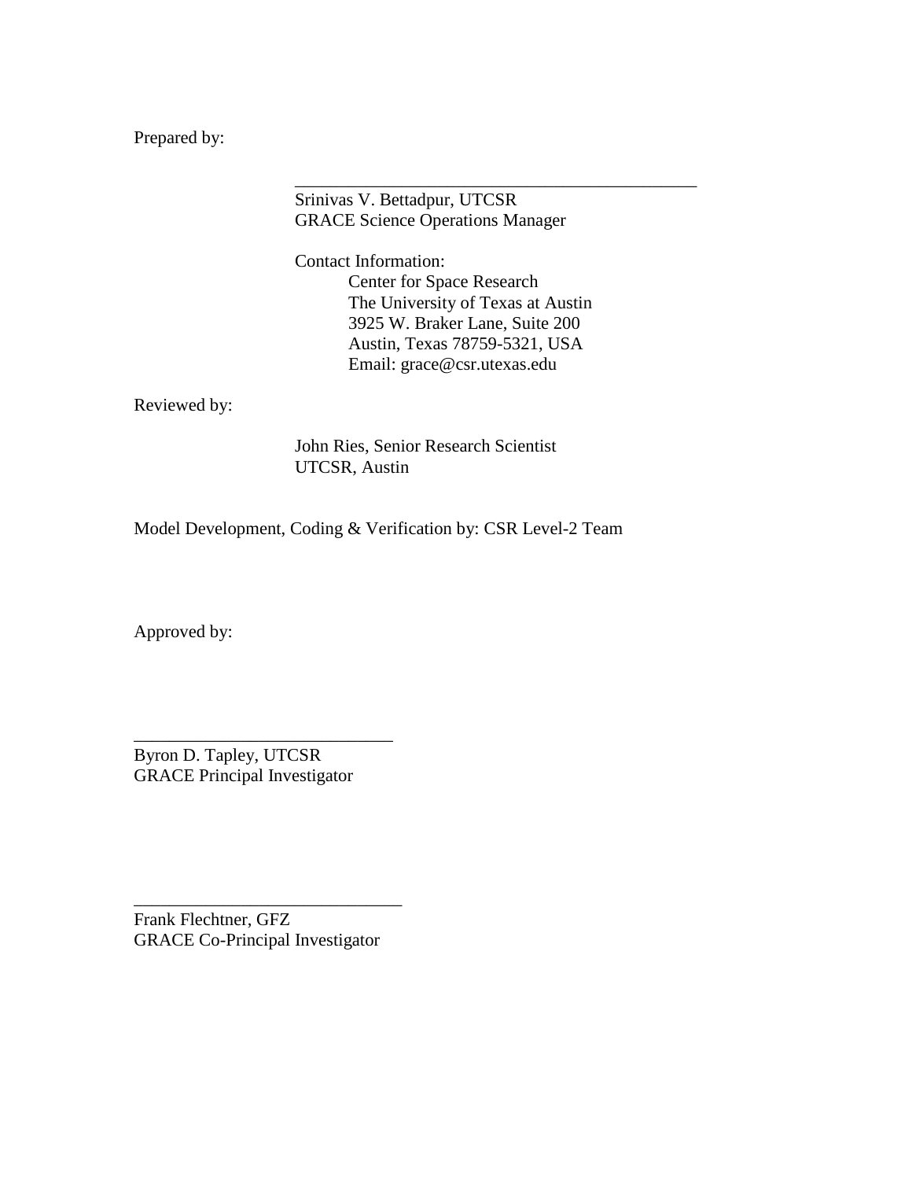Prepared by:

\_\_\_\_\_\_\_\_\_\_\_\_\_\_\_\_\_\_\_\_\_\_\_\_\_\_\_\_\_\_\_\_\_\_\_\_\_\_\_\_\_\_\_\_

Srinivas V. Bettadpur, UTCSR
GRACE Science Operations Manager

Contact Information:
Center for Space Research
The University of Texas at Austin
3925 W. Braker Lane, Suite 200
Austin, Texas 78759-5321, USA
Email: grace@csr.utexas.edu

Reviewed by:

John Ries, Senior Research Scientist
UTCSR, Austin

Model Development, Coding & Verification by: CSR Level-2 Team

Approved by:

\_\_\_\_\_\_\_\_\_\_\_\_\_\_\_\_\_\_\_\_\_\_\_\_\_\_\_\_\_\_

Byron D. Tapley, UTCSR
GRACE Principal Investigator

\_\_\_\_\_\_\_\_\_\_\_\_\_\_\_\_\_\_\_\_\_\_\_\_\_\_\_\_\_\_

Frank Flechtner, GFZ
GRACE Co-Principal Investigator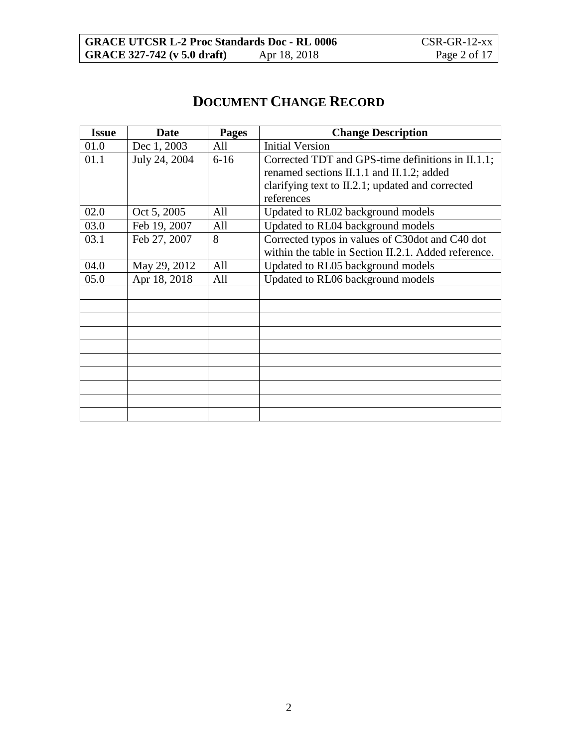# DOCUMENT CHANGE RECORD

| Issue | Date | Pages | Change Description |
|---|---|---|---|
| 01.0 | Dec 1, 2003 | All | Initial Version |
| 01.1 | July 24, 2004 | 6-16 | Corrected TDT and GPS-time definitions in II.1.1; renamed sections II.1.1 and II.1.2; added clarifying text to II.2.1; updated and corrected references |
| 02.0 | Oct 5, 2005 | All | Updated to RL02 background models |
| 03.0 | Feb 19, 2007 | All | Updated to RL04 background models |
| 03.1 | Feb 27, 2007 | 8 | Corrected typos in values of C30dot and C40 dot within the table in Section II.2.1. Added reference. |
| 04.0 | May 29, 2012 | All | Updated to RL05 background models |
| 05.0 | Apr 18, 2018 | All | Updated to RL06 background models |
| | | | |
| | | | |
| | | | |
| | | | |
| | | | |
| | | | |
| | | | |
| | | | |
| | | | |
| | | | |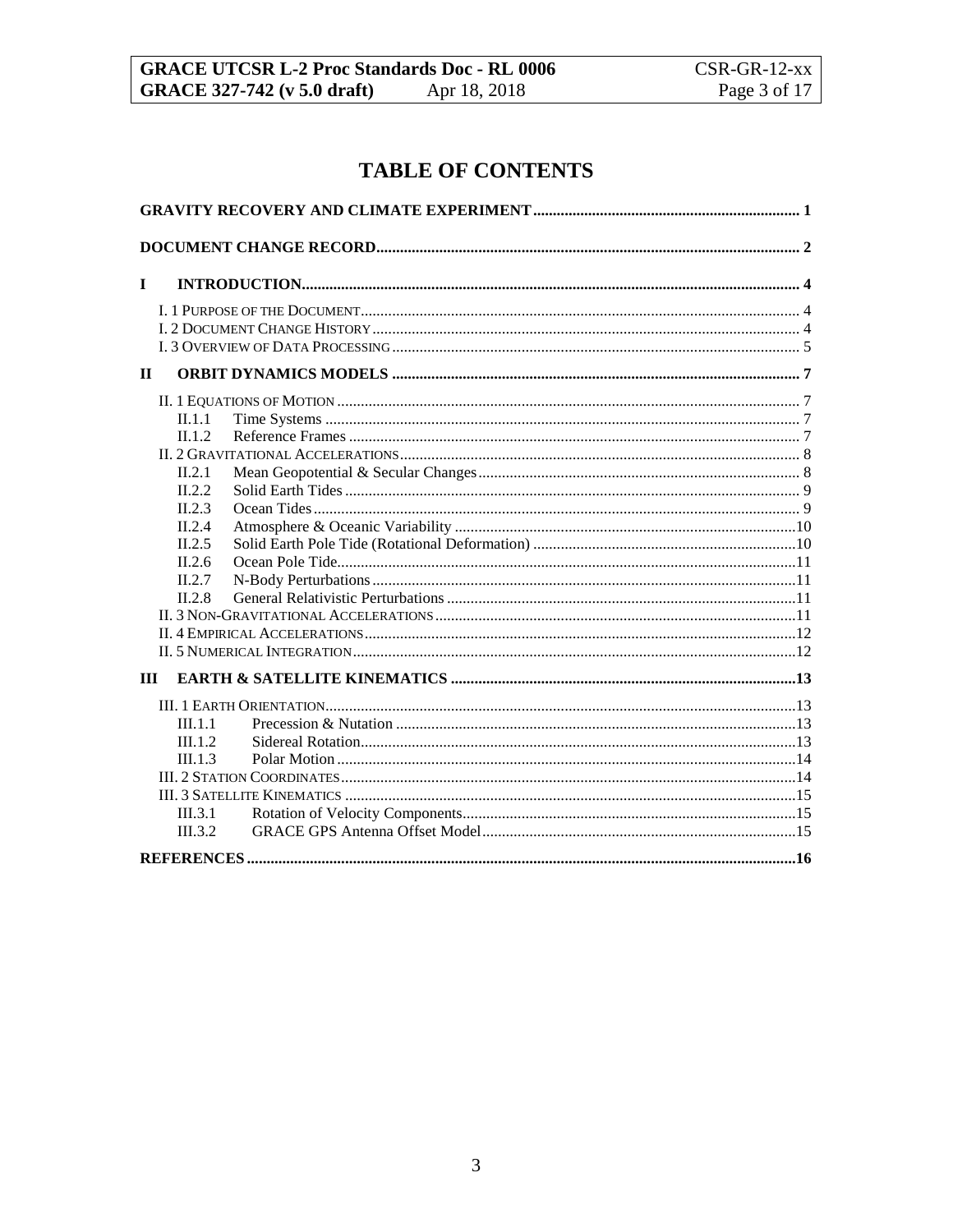# TABLE OF CONTENTS

GRAVITY RECOVERY AND CLIMATE EXPERIMENT .................................................. 1

DOCUMENT CHANGE RECORD .................................................. 2

I INTRODUCTION .................................................. 4

- I. 1 PURPOSE OF THE DOCUMENT .................................................. 4
- I. 2 DOCUMENT CHANGE HISTORY .................................................. 4
- I. 3 OVERVIEW OF DATA PROCESSING .................................................. 5

II ORBIT DYNAMICS MODELS .................................................. 7

- II. 1 EQUATIONS OF MOTION .................................................. 7
  - II.1.1 Time Systems .................................................. 7
  - II.1.2 Reference Frames .................................................. 7
- II. 2 GRAVITATIONAL ACCELERATIONS .................................................. 8
  - II.2.1 Mean Geopotential & Secular Changes .................................................. 8
  - II.2.2 Solid Earth Tides .................................................. 9
  - II.2.3 Ocean Tides .................................................. 9
  - II.2.4 Atmosphere & Oceanic Variability .................................................. 10
  - II.2.5 Solid Earth Pole Tide (Rotational Deformation) .................................................. 10
  - II.2.6 Ocean Pole Tide .................................................. 11
  - II.2.7 N-Body Perturbations .................................................. 11
  - II.2.8 General Relativistic Perturbations .................................................. 11
- II. 3 NON-GRAVITATIONAL ACCELERATIONS .................................................. 11
- II. 4 EMPIRICAL ACCELERATIONS .................................................. 12
- II. 5 NUMERICAL INTEGRATION .................................................. 12

III EARTH & SATELLITE KINEMATICS .................................................. 13

- III. 1 EARTH ORIENTATION .................................................. 13
  - III.1.1 Precession & Nutation .................................................. 13
  - III.1.2 Sidereal Rotation .................................................. 13
  - III.1.3 Polar Motion .................................................. 14
- III. 2 STATION COORDINATES .................................................. 14
- III. 3 SATELLITE KINEMATICS .................................................. 15
  - III.3.1 Rotation of Velocity Components .................................................. 15
  - III.3.2 GRACE GPS Antenna Offset Model .................................................. 15

REFERENCES .................................................. 16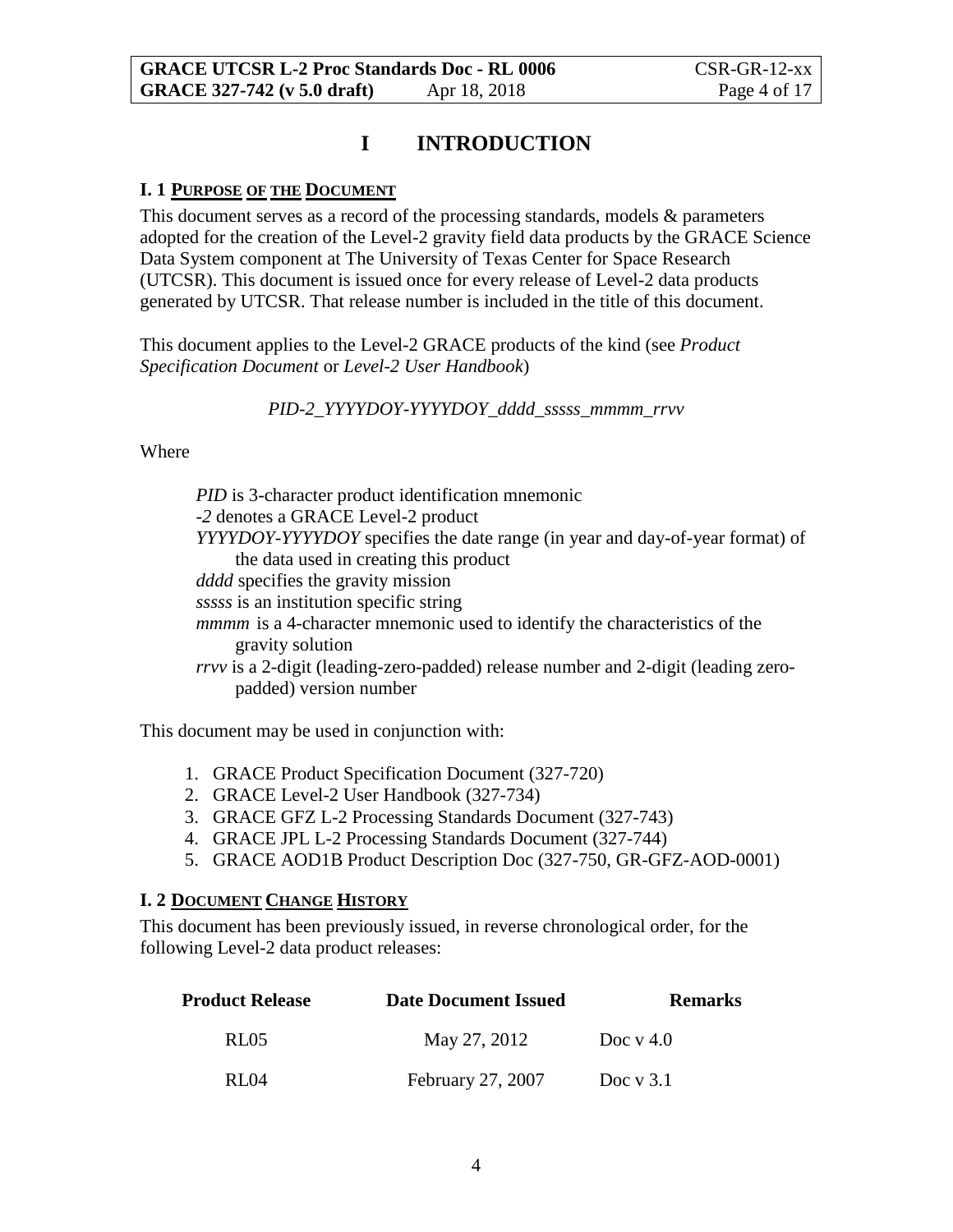# I INTRODUCTION

## I. 1 PURPOSE OF THE DOCUMENT

This document serves as a record of the processing standards, models & parameters adopted for the creation of the Level-2 gravity field data products by the GRACE Science Data System component at The University of Texas Center for Space Research (UTCSR). This document is issued once for every release of Level-2 data products generated by UTCSR. That release number is included in the title of this document.

This document applies to the Level-2 GRACE products of the kind (see *Product Specification Document* or *Level-2 User Handbook*)

*PID-2_YYYYDOY-YYYYDOY_dddd_sssss_mmmm_rrvv*

Where

*PID* is 3-character product identification mnemonic
*-2* denotes a GRACE Level-2 product
*YYYYDOY-YYYYDOY* specifies the date range (in year and day-of-year format) of the data used in creating this product
*dddd* specifies the gravity mission
*sssss* is an institution specific string
*mmmm* is a 4-character mnemonic used to identify the characteristics of the gravity solution
*rrvv* is a 2-digit (leading-zero-padded) release number and 2-digit (leading zero-padded) version number

This document may be used in conjunction with:

1. GRACE Product Specification Document (327-720)
2. GRACE Level-2 User Handbook (327-734)
3. GRACE GFZ L-2 Processing Standards Document (327-743)
4. GRACE JPL L-2 Processing Standards Document (327-744)
5. GRACE AOD1B Product Description Doc (327-750, GR-GFZ-AOD-0001)

## I. 2 DOCUMENT CHANGE HISTORY

This document has been previously issued, in reverse chronological order, for the following Level-2 data product releases:

| Product Release | Date Document Issued | Remarks |
|---|---|---|
| RL05 | May 27, 2012 | Doc v 4.0 |
| RL04 | February 27, 2007 | Doc v 3.1 |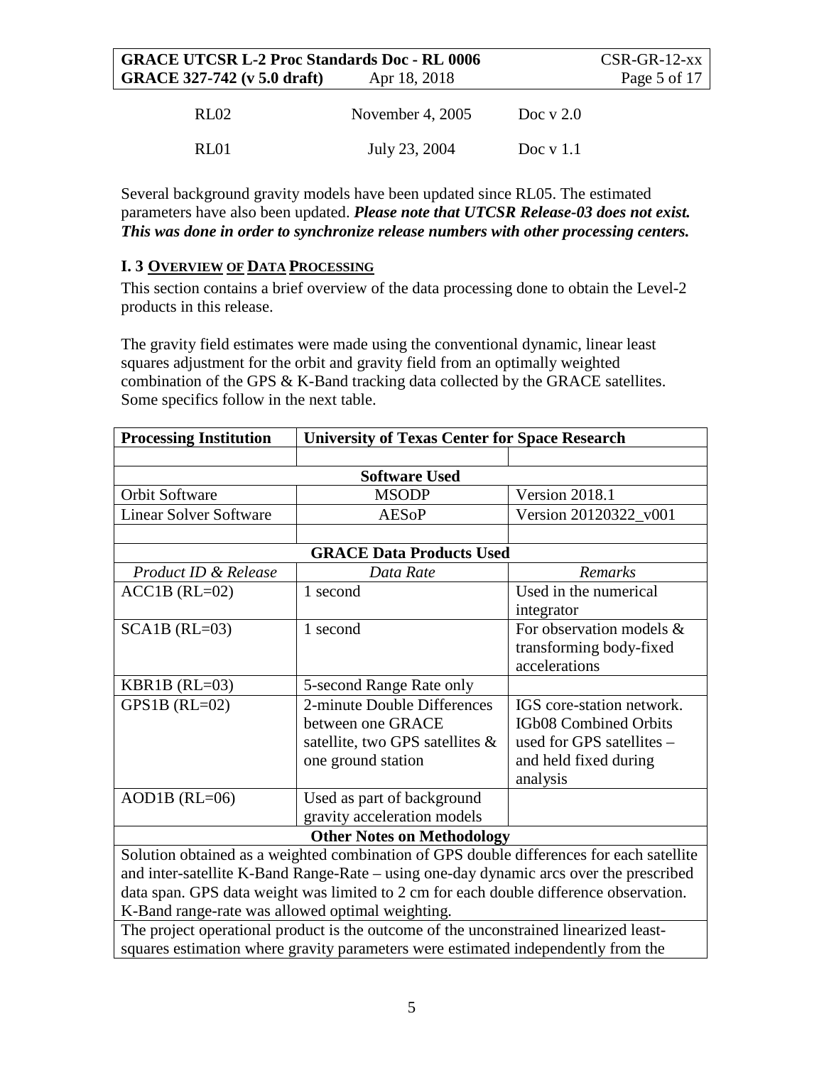| RL02 | November 4, 2005 | Doc v 2.0 |
|---|---|---|
| RL01 | July 23, 2004 | Doc v 1.1 |

Several background gravity models have been updated since RL05. The estimated parameters have also been updated. ***Please note that UTCSR Release-03 does not exist. This was done in order to synchronize release numbers with other processing centers.***

## I. 3 OVERVIEW OF DATA PROCESSING

This section contains a brief overview of the data processing done to obtain the Level-2 products in this release.

The gravity field estimates were made using the conventional dynamic, linear least squares adjustment for the orbit and gravity field from an optimally weighted combination of the GPS & K-Band tracking data collected by the GRACE satellites. Some specifics follow in the next table.

| **Processing Institution** | **University of Texas Center for Space Research** | |
|---|---|---|
| | | |
| **Software Used** | | |
| Orbit Software | MSODP | Version 2018.1 |
| Linear Solver Software | AESoP | Version 20120322_v001 |
| | | |
| **GRACE Data Products Used** | | |
| *Product ID & Release* | *Data Rate* | *Remarks* |
| ACC1B (RL=02) | 1 second | Used in the numerical integrator |
| SCA1B (RL=03) | 1 second | For observation models & transforming body-fixed accelerations |
| KBR1B (RL=03) | 5-second Range Rate only | |
| GPS1B (RL=02) | 2-minute Double Differences between one GRACE satellite, two GPS satellites & one ground station | IGS core-station network. IGb08 Combined Orbits used for GPS satellites – and held fixed during analysis |
| AOD1B (RL=06) | Used as part of background gravity acceleration models | |
| **Other Notes on Methodology** | | |
| Solution obtained as a weighted combination of GPS double differences for each satellite and inter-satellite K-Band Range-Rate – using one-day dynamic arcs over the prescribed data span. GPS data weight was limited to 2 cm for each double difference observation. K-Band range-rate was allowed optimal weighting. | | |
| The project operational product is the outcome of the unconstrained linearized least-squares estimation where gravity parameters were estimated independently from the | | |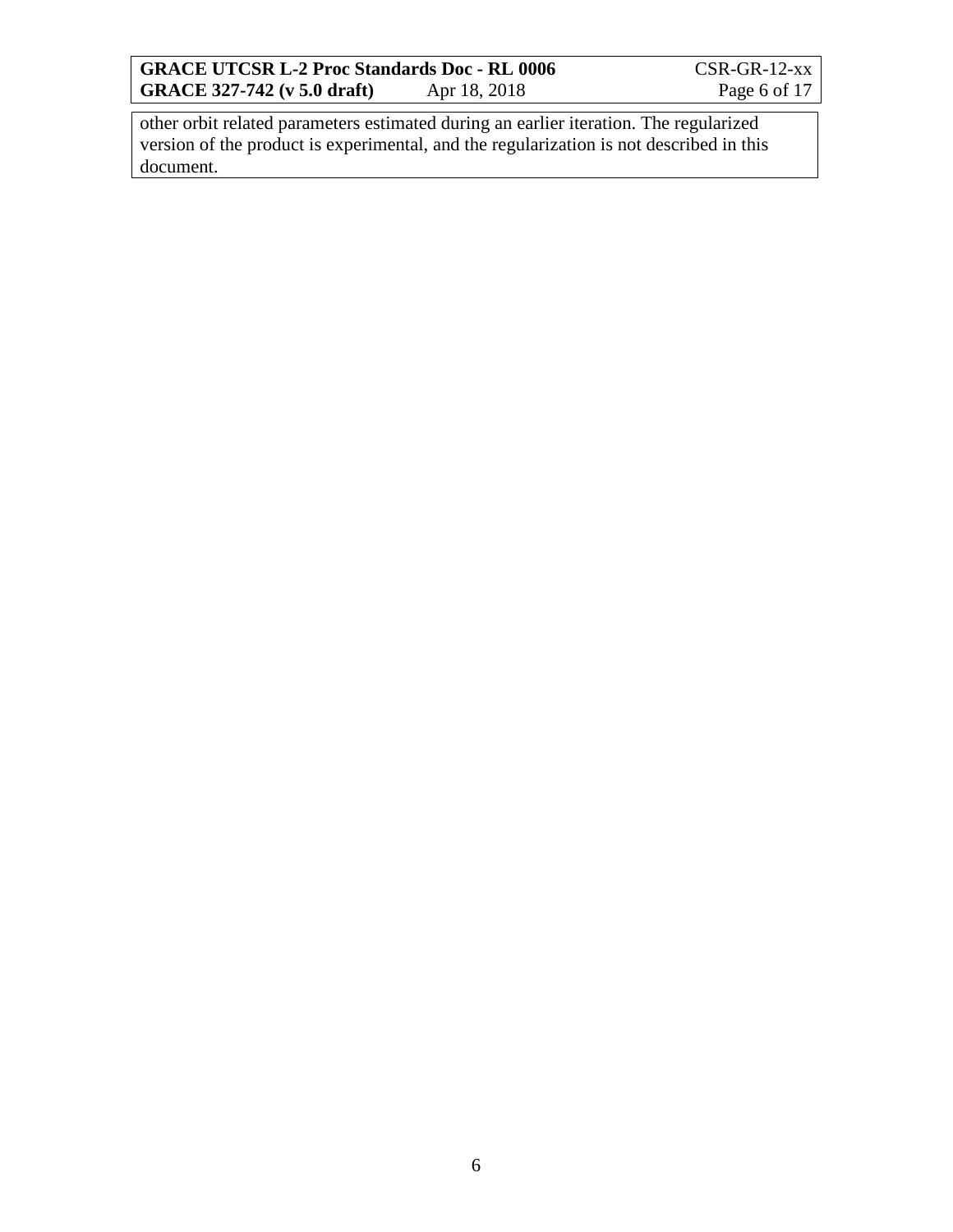other orbit related parameters estimated during an earlier iteration. The regularized version of the product is experimental, and the regularization is not described in this document.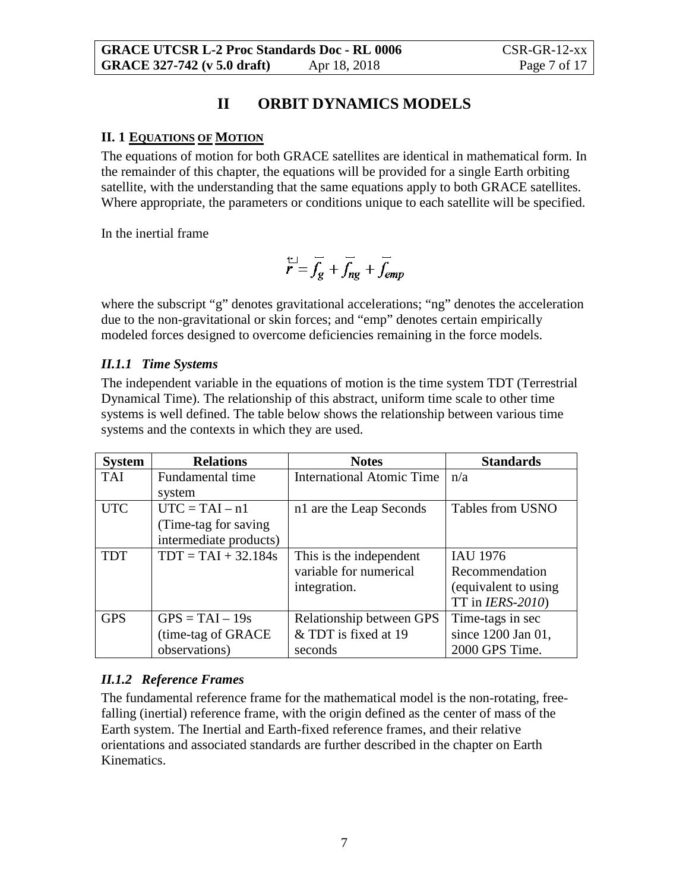# II ORBIT DYNAMICS MODELS

## II. 1 EQUATIONS OF MOTION

The equations of motion for both GRACE satellites are identical in mathematical form. In the remainder of this chapter, the equations will be provided for a single Earth orbiting satellite, with the understanding that the same equations apply to both GRACE satellites. Where appropriate, the parameters or conditions unique to each satellite will be specified.

In the inertial frame

$$\ddot{\vec{r}} = \vec{f}_g + \vec{f}_{ng} + \vec{f}_{emp}$$

where the subscript "g" denotes gravitational accelerations; "ng" denotes the acceleration due to the non-gravitational or skin forces; and "emp" denotes certain empirically modeled forces designed to overcome deficiencies remaining in the force models.

### *II.1.1 Time Systems*

The independent variable in the equations of motion is the time system TDT (Terrestrial Dynamical Time). The relationship of this abstract, uniform time scale to other time systems is well defined. The table below shows the relationship between various time systems and the contexts in which they are used.

| System | Relations | Notes | Standards |
|---|---|---|---|
| TAI | Fundamental time system | International Atomic Time | n/a |
| UTC | UTC = TAI – n1 (Time-tag for saving intermediate products) | n1 are the Leap Seconds | Tables from USNO |
| TDT | TDT = TAI + 32.184s | This is the independent variable for numerical integration. | IAU 1976 Recommendation (equivalent to using TT in *IERS-2010*) |
| GPS | GPS = TAI – 19s (time-tag of GRACE observations) | Relationship between GPS & TDT is fixed at 19 seconds | Time-tags in sec since 1200 Jan 01, 2000 GPS Time. |

### *II.1.2 Reference Frames*

The fundamental reference frame for the mathematical model is the non-rotating, free-falling (inertial) reference frame, with the origin defined as the center of mass of the Earth system. The Inertial and Earth-fixed reference frames, and their relative orientations and associated standards are further described in the chapter on Earth Kinematics.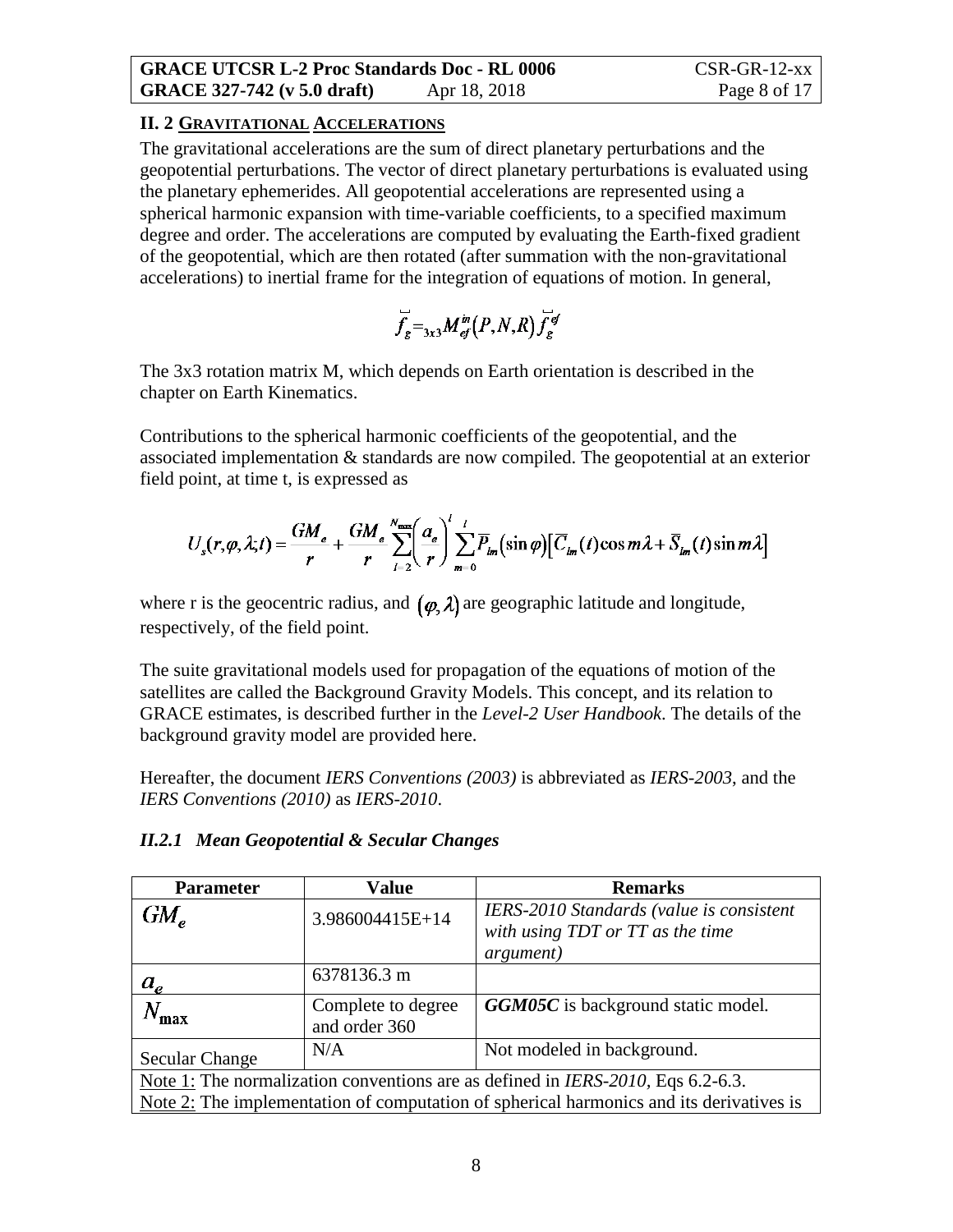### II. 2 GRAVITATIONAL ACCELERATIONS

The gravitational accelerations are the sum of direct planetary perturbations and the geopotential perturbations. The vector of direct planetary perturbations is evaluated using the planetary ephemerides. All geopotential accelerations are represented using a spherical harmonic expansion with time-variable coefficients, to a specified maximum degree and order. The accelerations are computed by evaluating the Earth-fixed gradient of the geopotential, which are then rotated (after summation with the non-gravitational accelerations) to inertial frame for the integration of equations of motion. In general,

$$\vec{f}_g = {}_{3x3}M_{ef}^{in}(P,N,R)\,\vec{f}_g^{ef}$$

The 3x3 rotation matrix M, which depends on Earth orientation is described in the chapter on Earth Kinematics.

Contributions to the spherical harmonic coefficients of the geopotential, and the associated implementation & standards are now compiled. The geopotential at an exterior field point, at time t, is expressed as

$$U_s(r,\varphi,\lambda;t) = \frac{GM_e}{r} + \frac{GM_e}{r}\sum_{l=2}^{N_{\max}}\left(\frac{a_e}{r}\right)^l \sum_{m=0}^{l}\overline{P}_{lm}(\sin\varphi)\left[\overline{C}_{lm}(t)\cos m\lambda + \overline{S}_{lm}(t)\sin m\lambda\right]$$

where r is the geocentric radius, and $(\varphi,\lambda)$ are geographic latitude and longitude, respectively, of the field point.

The suite gravitational models used for propagation of the equations of motion of the satellites are called the Background Gravity Models. This concept, and its relation to GRACE estimates, is described further in the *Level-2 User Handbook*. The details of the background gravity model are provided here.

Hereafter, the document *IERS Conventions (2003)* is abbreviated as *IERS-2003*, and the *IERS Conventions (2010)* as *IERS-2010*.

#### *II.2.1 Mean Geopotential & Secular Changes*

| Parameter | Value | Remarks |
|---|---|---|
| $GM_e$ | 3.986004415E+14 | *IERS-2010 Standards (value is consistent with using TDT or TT as the time argument)* |
| $a_e$ | 6378136.3 m | |
| $N_{\max}$ | Complete to degree and order 360 | ***GGM05C*** is background static model. |
| Secular Change | N/A | Not modeled in background. |
| Note 1: The normalization conventions are as defined in *IERS-2010*, Eqs 6.2-6.3. | | |
| Note 2: The implementation of computation of spherical harmonics and its derivatives is | | |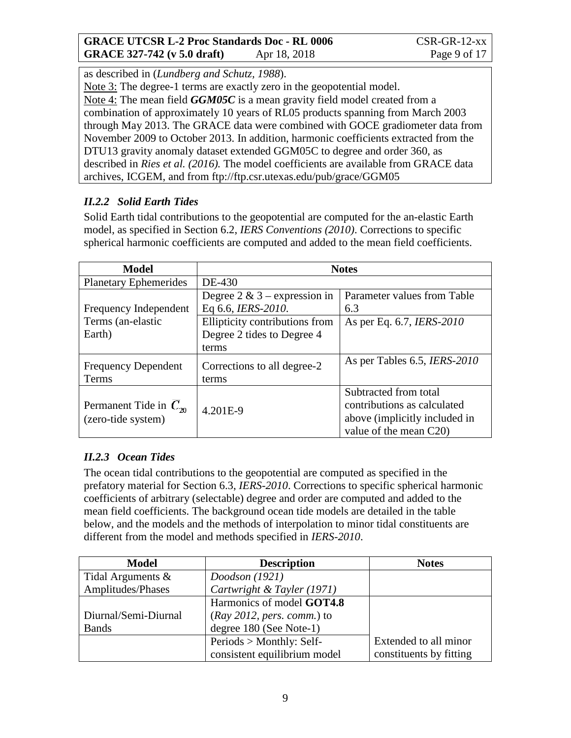as described in (*Lundberg and Schutz, 1988*).
Note 3: The degree-1 terms are exactly zero in the geopotential model.
Note 4: The mean field ***GGM05C*** is a mean gravity field model created from a combination of approximately 10 years of RL05 products spanning from March 2003 through May 2013. The GRACE data were combined with GOCE gradiometer data from November 2009 to October 2013. In addition, harmonic coefficients extracted from the DTU13 gravity anomaly dataset extended GGM05C to degree and order 360, as described in *Ries et al. (2016).* The model coefficients are available from GRACE data archives, ICGEM, and from ftp://ftp.csr.utexas.edu/pub/grace/GGM05

### *II.2.2 Solid Earth Tides*

Solid Earth tidal contributions to the geopotential are computed for the an-elastic Earth model, as specified in Section 6.2, *IERS Conventions (2010)*. Corrections to specific spherical harmonic coefficients are computed and added to the mean field coefficients.

| Model | Notes | |
|---|---|---|
| Planetary Ephemerides | DE-430 | |
| Frequency Independent Terms (an-elastic Earth) | Degree 2 & 3 – expression in Eq 6.6, *IERS-2010*. | Parameter values from Table 6.3 |
| | Ellipticity contributions from Degree 2 tides to Degree 4 terms | As per Eq. 6.7, *IERS-2010* |
| Frequency Dependent Terms | Corrections to all degree-2 terms | As per Tables 6.5, *IERS-2010* |
| Permanent Tide in $C_{20}$ (zero-tide system) | 4.201E-9 | Subtracted from total contributions as calculated above (implicitly included in value of the mean C20) |

### *II.2.3 Ocean Tides*

The ocean tidal contributions to the geopotential are computed as specified in the prefatory material for Section 6.3, *IERS-2010*. Corrections to specific spherical harmonic coefficients of arbitrary (selectable) degree and order are computed and added to the mean field coefficients. The background ocean tide models are detailed in the table below, and the models and the methods of interpolation to minor tidal constituents are different from the model and methods specified in *IERS-2010*.

| Model | Description | Notes |
|---|---|---|
| Tidal Arguments & Amplitudes/Phases | *Doodson (1921)* *Cartwright & Tayler (1971)* | |
| Diurnal/Semi-Diurnal Bands | Harmonics of model **GOT4.8** (*Ray 2012, pers. comm.*) to degree 180 (See Note-1) | |
| | Periods > Monthly: Self-consistent equilibrium model | Extended to all minor constituents by fitting |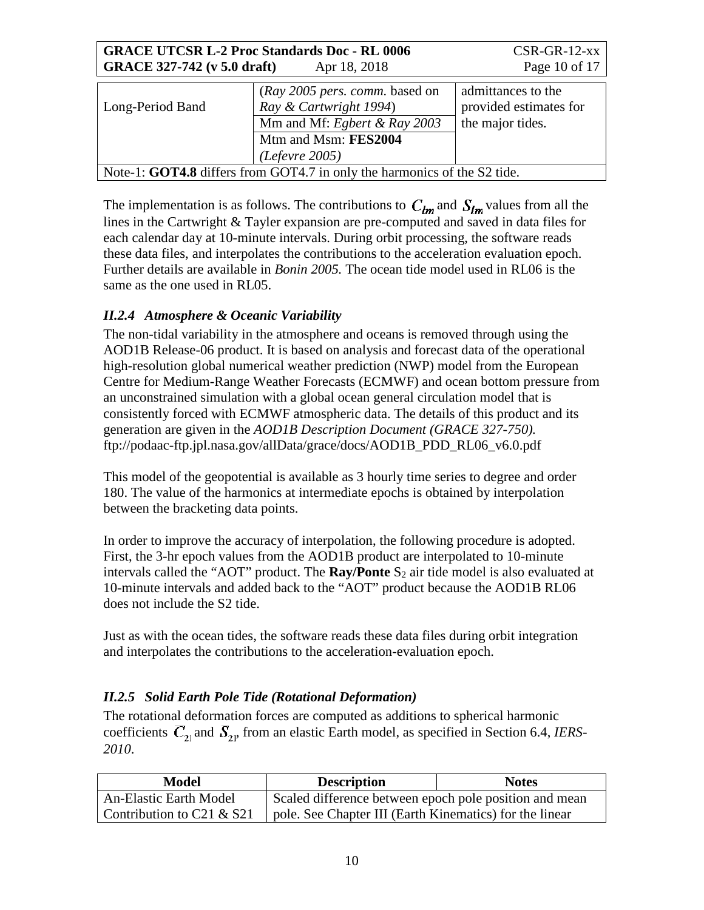| Long-Period Band | (*Ray 2005 pers. comm.* based on *Ray & Cartwright 1994*) | admittances to the provided estimates for the major tides. |
|---|---|---|
| | Mm and Mf: *Egbert & Ray 2003* | |
| | Mtm and Msm: **FES2004** (*Lefevre 2005*) | |
| Note-1: **GOT4.8** differs from GOT4.7 in only the harmonics of the S2 tide. | | |

The implementation is as follows. The contributions to $C_{lm}$ and $S_{lm}$ values from all the lines in the Cartwright & Tayler expansion are pre-computed and saved in data files for each calendar day at 10-minute intervals. During orbit processing, the software reads these data files, and interpolates the contributions to the acceleration evaluation epoch. Further details are available in *Bonin 2005.* The ocean tide model used in RL06 is the same as the one used in RL05.

### *II.2.4 Atmosphere & Oceanic Variability*

The non-tidal variability in the atmosphere and oceans is removed through using the AOD1B Release-06 product. It is based on analysis and forecast data of the operational high-resolution global numerical weather prediction (NWP) model from the European Centre for Medium-Range Weather Forecasts (ECMWF) and ocean bottom pressure from an unconstrained simulation with a global ocean general circulation model that is consistently forced with ECMWF atmospheric data. The details of this product and its generation are given in the *AOD1B Description Document (GRACE 327-750).* ftp://podaac-ftp.jpl.nasa.gov/allData/grace/docs/AOD1B_PDD_RL06_v6.0.pdf

This model of the geopotential is available as 3 hourly time series to degree and order 180. The value of the harmonics at intermediate epochs is obtained by interpolation between the bracketing data points.

In order to improve the accuracy of interpolation, the following procedure is adopted. First, the 3-hr epoch values from the AOD1B product are interpolated to 10-minute intervals called the "AOT" product. The **Ray/Ponte** $S_2$ air tide model is also evaluated at 10-minute intervals and added back to the "AOT" product because the AOD1B RL06 does not include the S2 tide.

Just as with the ocean tides, the software reads these data files during orbit integration and interpolates the contributions to the acceleration-evaluation epoch.

### *II.2.5 Solid Earth Pole Tide (Rotational Deformation)*

The rotational deformation forces are computed as additions to spherical harmonic coefficients $\bar{C}_{21}$ and $\bar{S}_{21}$, from an elastic Earth model, as specified in Section 6.4, *IERS-2010*.

| Model | Description | Notes |
|---|---|---|
| An-Elastic Earth Model Contribution to C21 & S21 | Scaled difference between epoch pole position and mean pole. See Chapter III (Earth Kinematics) for the linear | |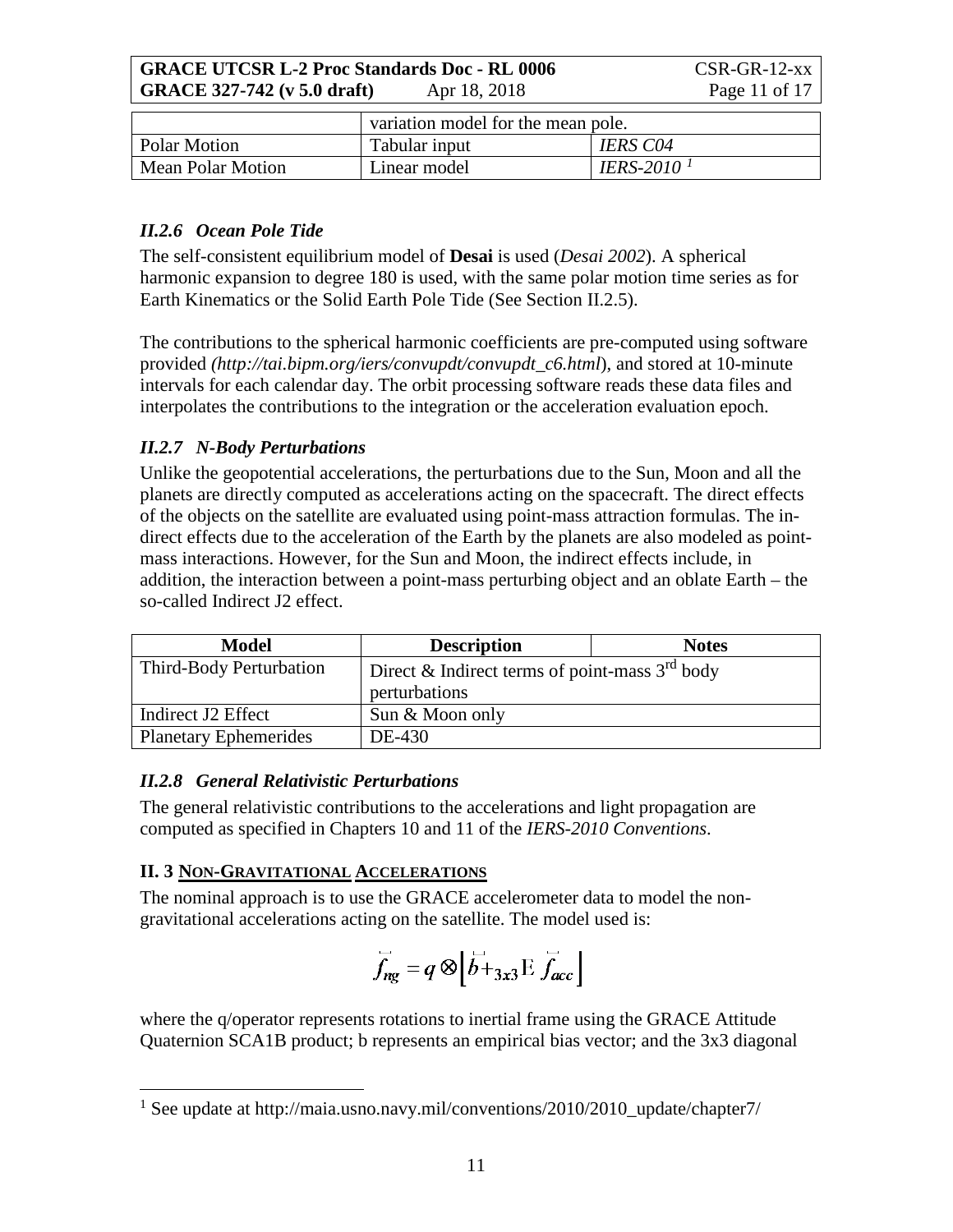|  | variation model for the mean pole. |  |
| --- | --- | --- |
| Polar Motion | Tabular input | *IERS C04* |
| Mean Polar Motion | Linear model | *IERS-2010* [1] |

### *II.2.6 Ocean Pole Tide*

The self-consistent equilibrium model of **Desai** is used (*Desai 2002*). A spherical harmonic expansion to degree 180 is used, with the same polar motion time series as for Earth Kinematics or the Solid Earth Pole Tide (See Section II.2.5).

The contributions to the spherical harmonic coefficients are pre-computed using software provided *(http://tai.bipm.org/iers/convupdt/convupdt_c6.html*), and stored at 10-minute intervals for each calendar day. The orbit processing software reads these data files and interpolates the contributions to the integration or the acceleration evaluation epoch.

### *II.2.7 N-Body Perturbations*

Unlike the geopotential accelerations, the perturbations due to the Sun, Moon and all the planets are directly computed as accelerations acting on the spacecraft. The direct effects of the objects on the satellite are evaluated using point-mass attraction formulas. The indirect effects due to the acceleration of the Earth by the planets are also modeled as point-mass interactions. However, for the Sun and Moon, the indirect effects include, in addition, the interaction between a point-mass perturbing object and an oblate Earth – the so-called Indirect J2 effect.

| Model | Description | Notes |
| --- | --- | --- |
| Third-Body Perturbation | Direct & Indirect terms of point-mass 3rd body perturbations |  |
| Indirect J2 Effect | Sun & Moon only |  |
| Planetary Ephemerides | DE-430 |  |

### *II.2.8 General Relativistic Perturbations*

The general relativistic contributions to the accelerations and light propagation are computed as specified in Chapters 10 and 11 of the *IERS-2010 Conventions*.

## II. 3 NON-GRAVITATIONAL ACCELERATIONS

The nominal approach is to use the GRACE accelerometer data to model the non-gravitational accelerations acting on the satellite. The model used is:

$$\vec{f}_{ng} = q \otimes \left[ \vec{b} + {}_{3x3}\mathrm{E}\, \vec{f}_{acc} \right]$$

where the q/operator represents rotations to inertial frame using the GRACE Attitude Quaternion SCA1B product; b represents an empirical bias vector; and the 3x3 diagonal

[1] See update at http://maia.usno.navy.mil/conventions/2010/2010_update/chapter7/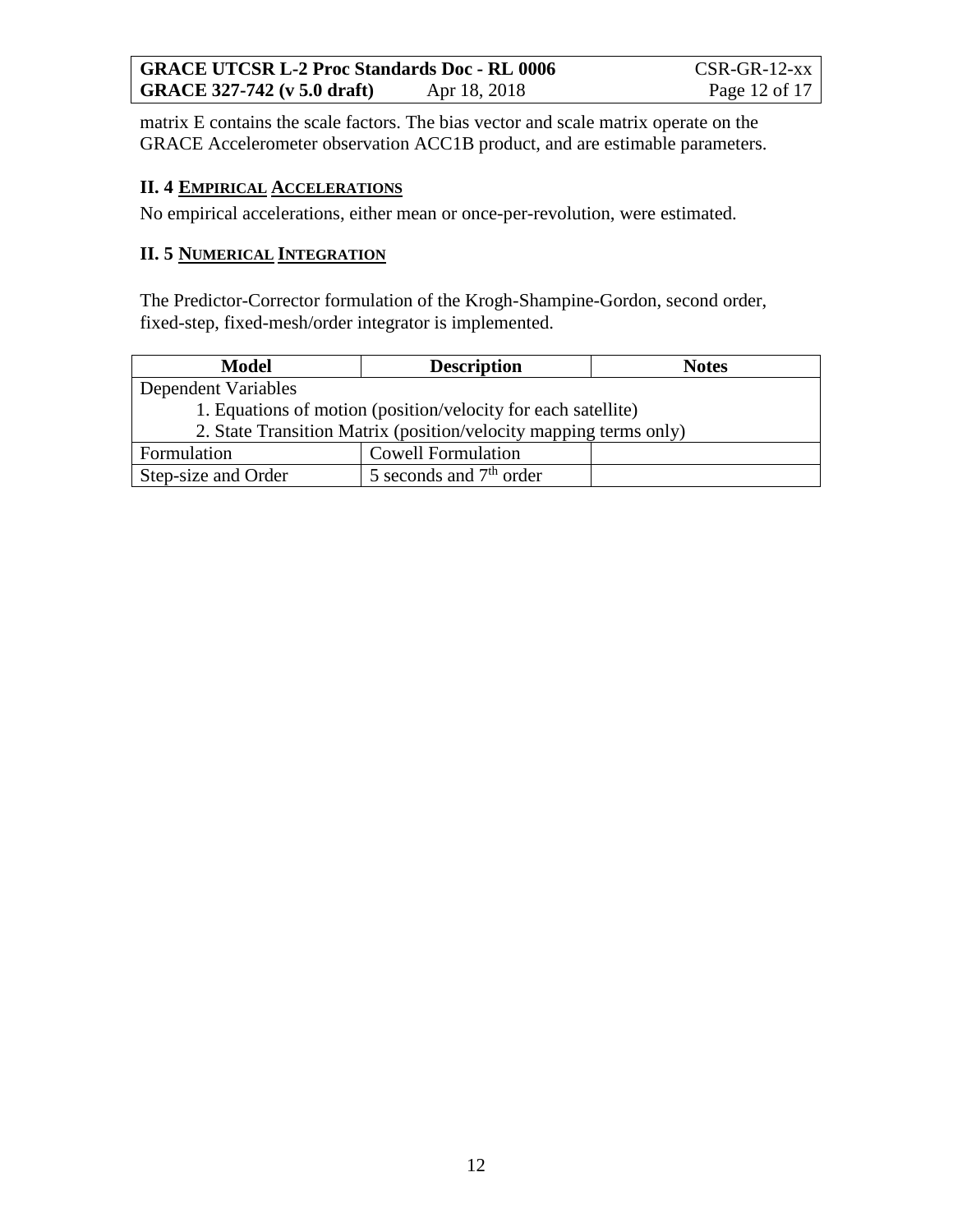matrix E contains the scale factors. The bias vector and scale matrix operate on the GRACE Accelerometer observation ACC1B product, and are estimable parameters.

### II. 4 Empirical Accelerations

No empirical accelerations, either mean or once-per-revolution, were estimated.

### II. 5 Numerical Integration

The Predictor-Corrector formulation of the Krogh-Shampine-Gordon, second order, fixed-step, fixed-mesh/order integrator is implemented.

| Model | Description | Notes |
|---|---|---|
| Dependent Variables | | |
| 1. Equations of motion (position/velocity for each satellite) | | |
| 2. State Transition Matrix (position/velocity mapping terms only) | | |
| Formulation | Cowell Formulation | |
| Step-size and Order | 5 seconds and $7^{th}$ order | |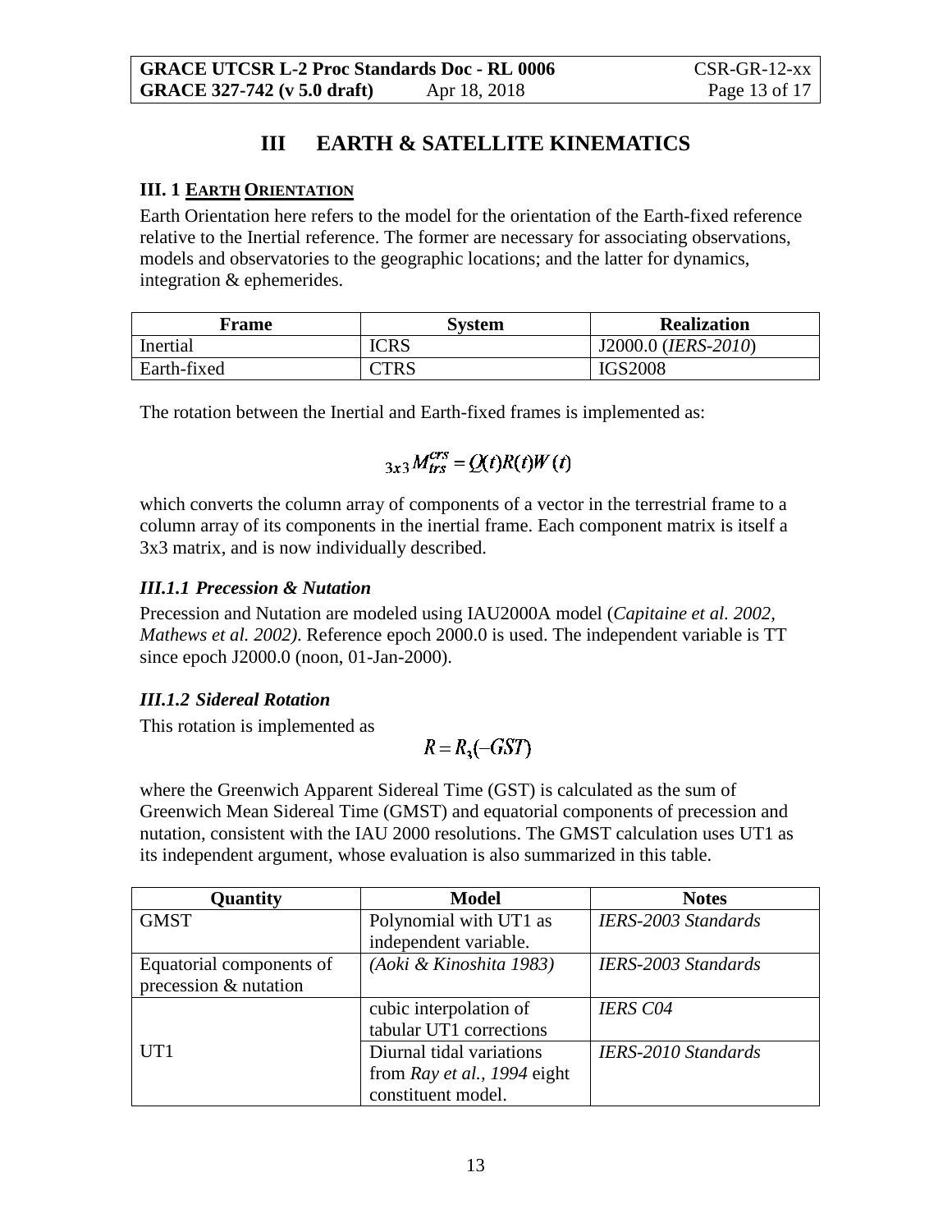# III EARTH & SATELLITE KINEMATICS

### III. 1 EARTH ORIENTATION

Earth Orientation here refers to the model for the orientation of the Earth-fixed reference relative to the Inertial reference. The former are necessary for associating observations, models and observatories to the geographic locations; and the latter for dynamics, integration & ephemerides.

| Frame | System | Realization |
|---|---|---|
| Inertial | ICRS | J2000.0 (*IERS-2010*) |
| Earth-fixed | CTRS | IGS2008 |

The rotation between the Inertial and Earth-fixed frames is implemented as:

$$_{3x3}M_{trs}^{crs} = Q(t)R(t)W(t)$$

which converts the column array of components of a vector in the terrestrial frame to a column array of its components in the inertial frame. Each component matrix is itself a 3x3 matrix, and is now individually described.

#### *III.1.1 Precession & Nutation*

Precession and Nutation are modeled using IAU2000A model (*Capitaine et al. 2002, Mathews et al. 2002)*. Reference epoch 2000.0 is used. The independent variable is TT since epoch J2000.0 (noon, 01-Jan-2000).

#### *III.1.2 Sidereal Rotation*

This rotation is implemented as

$$R = R_3(-GST)$$

where the Greenwich Apparent Sidereal Time (GST) is calculated as the sum of Greenwich Mean Sidereal Time (GMST) and equatorial components of precession and nutation, consistent with the IAU 2000 resolutions. The GMST calculation uses UT1 as its independent argument, whose evaluation is also summarized in this table.

| Quantity | Model | Notes |
|---|---|---|
| GMST | Polynomial with UT1 as independent variable. | *IERS-2003 Standards* |
| Equatorial components of precession & nutation | *(Aoki & Kinoshita 1983)* | *IERS-2003 Standards* |
| UT1 | cubic interpolation of tabular UT1 corrections | *IERS C04* |
| | Diurnal tidal variations from *Ray et al., 1994* eight constituent model. | *IERS-2010 Standards* |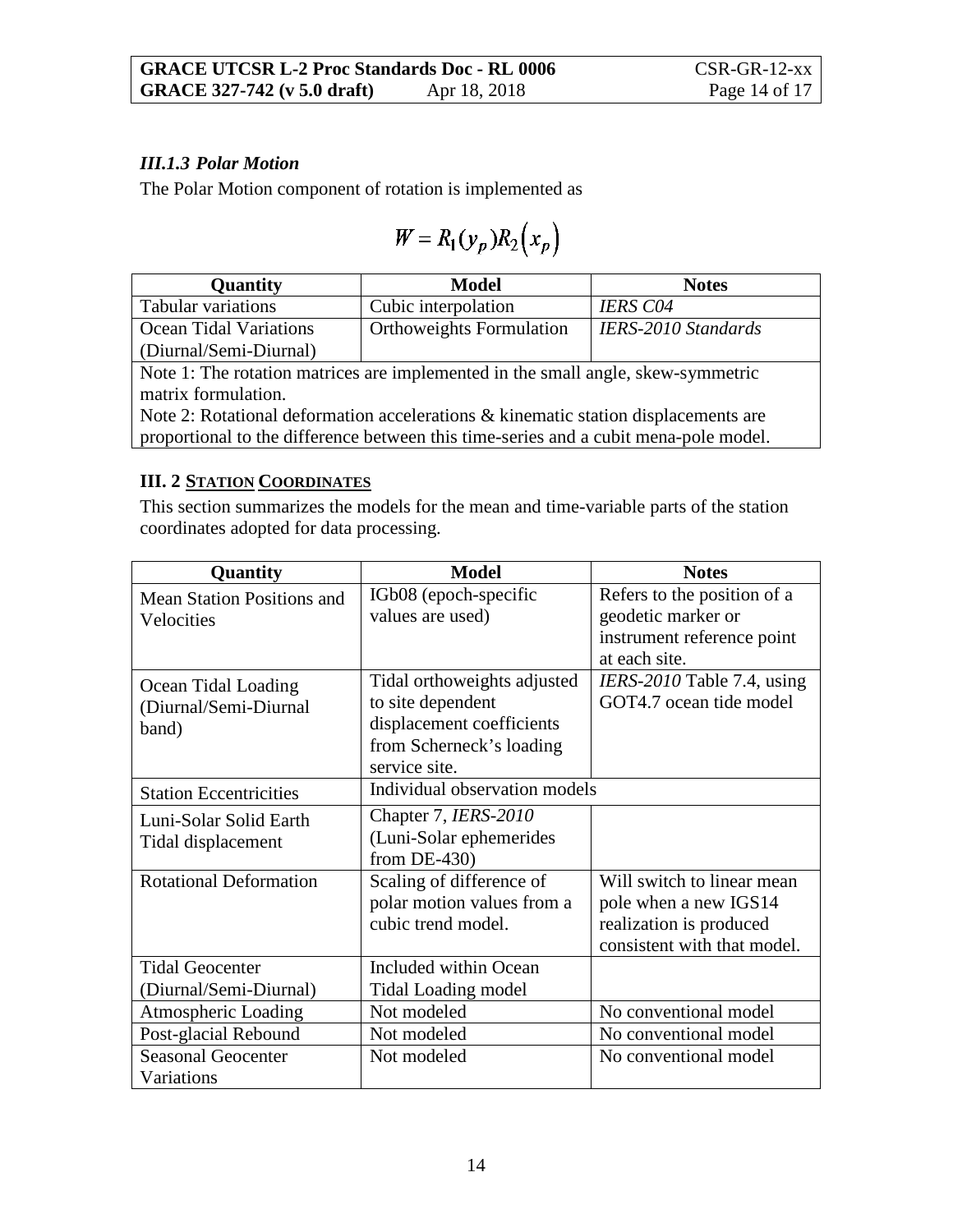### *III.1.3 Polar Motion*

The Polar Motion component of rotation is implemented as

$$W = R_1(y_p)R_2\left(x_p\right)$$

| Quantity | Model | Notes |
|---|---|---|
| Tabular variations | Cubic interpolation | *IERS C04* |
| Ocean Tidal Variations (Diurnal/Semi-Diurnal) | Orthoweights Formulation | *IERS-2010 Standards* |
| Note 1: The rotation matrices are implemented in the small angle, skew-symmetric matrix formulation. Note 2: Rotational deformation accelerations & kinematic station displacements are proportional to the difference between this time-series and a cubit mena-pole model. | | |

### III. 2 STATION COORDINATES

This section summarizes the models for the mean and time-variable parts of the station coordinates adopted for data processing.

| Quantity | Model | Notes |
|---|---|---|
| Mean Station Positions and Velocities | IGb08 (epoch-specific values are used) | Refers to the position of a geodetic marker or instrument reference point at each site. |
| Ocean Tidal Loading (Diurnal/Semi-Diurnal band) | Tidal orthoweights adjusted to site dependent displacement coefficients from Scherneck's loading service site. | *IERS-2010* Table 7.4, using GOT4.7 ocean tide model |
| Station Eccentricities | Individual observation models | |
| Luni-Solar Solid Earth Tidal displacement | Chapter 7, *IERS-2010* (Luni-Solar ephemerides from DE-430) | |
| Rotational Deformation | Scaling of difference of polar motion values from a cubic trend model. | Will switch to linear mean pole when a new IGS14 realization is produced consistent with that model. |
| Tidal Geocenter (Diurnal/Semi-Diurnal) | Included within Ocean Tidal Loading model | |
| Atmospheric Loading | Not modeled | No conventional model |
| Post-glacial Rebound | Not modeled | No conventional model |
| Seasonal Geocenter Variations | Not modeled | No conventional model |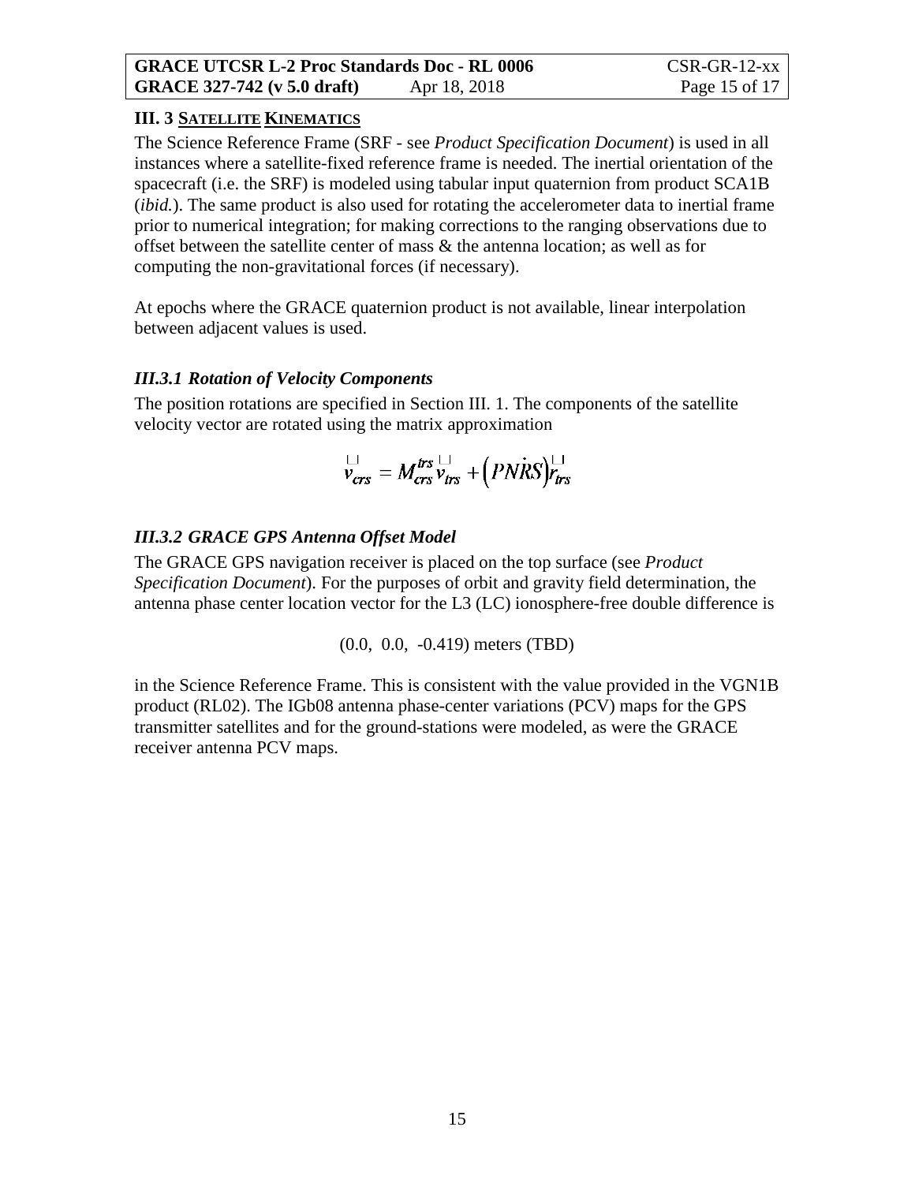### III. 3 SATELLITE KINEMATICS

The Science Reference Frame (SRF - see *Product Specification Document*) is used in all instances where a satellite-fixed reference frame is needed. The inertial orientation of the spacecraft (i.e. the SRF) is modeled using tabular input quaternion from product SCA1B (*ibid.*). The same product is also used for rotating the accelerometer data to inertial frame prior to numerical integration; for making corrections to the ranging observations due to offset between the satellite center of mass & the antenna location; as well as for computing the non-gravitational forces (if necessary).

At epochs where the GRACE quaternion product is not available, linear interpolation between adjacent values is used.

#### *III.3.1 Rotation of Velocity Components*

The position rotations are specified in Section III. 1. The components of the satellite velocity vector are rotated using the matrix approximation

$$\vec{v}_{crs} = M_{crs}^{trs}\vec{v}_{trs} + \left(PN\dot{R}S\right)\vec{r}_{trs}$$

#### *III.3.2 GRACE GPS Antenna Offset Model*

The GRACE GPS navigation receiver is placed on the top surface (see *Product Specification Document*). For the purposes of orbit and gravity field determination, the antenna phase center location vector for the L3 (LC) ionosphere-free double difference is

(0.0, 0.0, -0.419) meters (TBD)

in the Science Reference Frame. This is consistent with the value provided in the VGN1B product (RL02). The IGb08 antenna phase-center variations (PCV) maps for the GPS transmitter satellites and for the ground-stations were modeled, as were the GRACE receiver antenna PCV maps.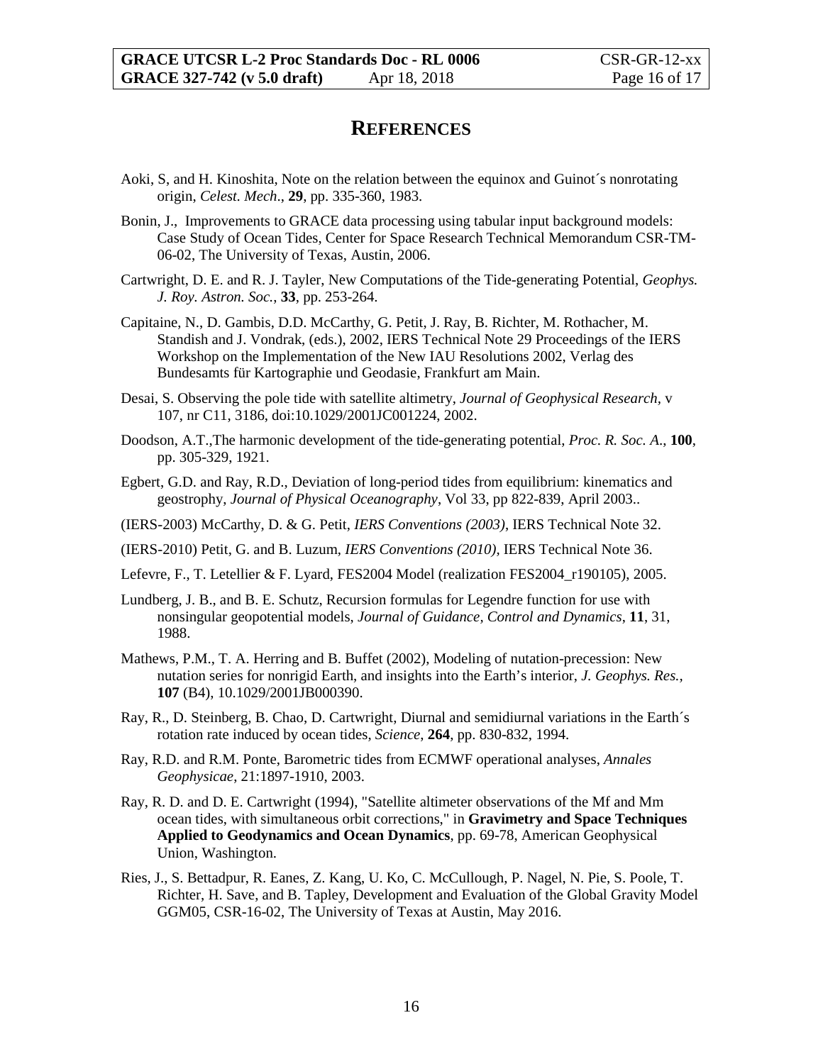# REFERENCES

Aoki, S, and H. Kinoshita, Note on the relation between the equinox and Guinot´s nonrotating origin, *Celest. Mech*., **29**, pp. 335-360, 1983.

Bonin, J., Improvements to GRACE data processing using tabular input background models: Case Study of Ocean Tides, Center for Space Research Technical Memorandum CSR-TM-06-02, The University of Texas, Austin, 2006.

Cartwright, D. E. and R. J. Tayler, New Computations of the Tide-generating Potential, *Geophys. J. Roy. Astron. Soc.*, **33**, pp. 253-264.

Capitaine, N., D. Gambis, D.D. McCarthy, G. Petit, J. Ray, B. Richter, M. Rothacher, M. Standish and J. Vondrak, (eds.), 2002, IERS Technical Note 29 Proceedings of the IERS Workshop on the Implementation of the New IAU Resolutions 2002, Verlag des Bundesamts für Kartographie und Geodasie, Frankfurt am Main.

Desai, S. Observing the pole tide with satellite altimetry, *Journal of Geophysical Research*, v 107, nr C11, 3186, doi:10.1029/2001JC001224, 2002.

Doodson, A.T.,The harmonic development of the tide-generating potential, *Proc. R. Soc. A*., **100**, pp. 305-329, 1921.

Egbert, G.D. and Ray, R.D., Deviation of long-period tides from equilibrium: kinematics and geostrophy, *Journal of Physical Oceanography*, Vol 33, pp 822-839, April 2003..

(IERS-2003) McCarthy, D. & G. Petit, *IERS Conventions (2003)*, IERS Technical Note 32.

(IERS-2010) Petit, G. and B. Luzum, *IERS Conventions (2010)*, IERS Technical Note 36.

Lefevre, F., T. Letellier & F. Lyard, FES2004 Model (realization FES2004_r190105), 2005.

Lundberg, J. B., and B. E. Schutz, Recursion formulas for Legendre function for use with nonsingular geopotential models, *Journal of Guidance, Control and Dynamics*, **11**, 31, 1988.

Mathews, P.M., T. A. Herring and B. Buffet (2002), Modeling of nutation-precession: New nutation series for nonrigid Earth, and insights into the Earth's interior, *J. Geophys. Res.*, **107** (B4), 10.1029/2001JB000390.

Ray, R., D. Steinberg, B. Chao, D. Cartwright, Diurnal and semidiurnal variations in the Earth´s rotation rate induced by ocean tides, *Science*, **264**, pp. 830-832, 1994.

Ray, R.D. and R.M. Ponte, Barometric tides from ECMWF operational analyses, *Annales Geophysicae*, 21:1897-1910, 2003.

Ray, R. D. and D. E. Cartwright (1994), "Satellite altimeter observations of the Mf and Mm ocean tides, with simultaneous orbit corrections," in **Gravimetry and Space Techniques Applied to Geodynamics and Ocean Dynamics**, pp. 69-78, American Geophysical Union, Washington.

Ries, J., S. Bettadpur, R. Eanes, Z. Kang, U. Ko, C. McCullough, P. Nagel, N. Pie, S. Poole, T. Richter, H. Save, and B. Tapley, Development and Evaluation of the Global Gravity Model GGM05, CSR-16-02, The University of Texas at Austin, May 2016.